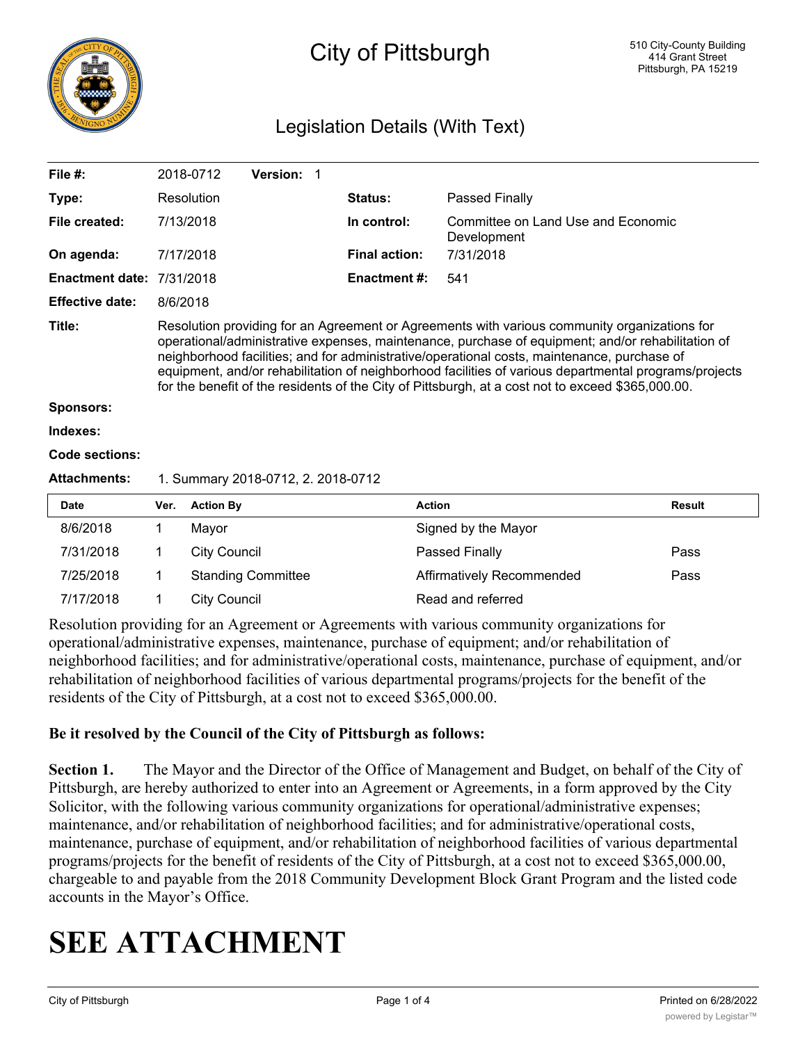# City of Pittsburgh

510 City-County Building
414 Grant Street
Pittsburgh, PA 15219

## Legislation Details (With Text)

| | | | |
|---|---|---|---|
| **File #:** | 2018-0712 **Version:** 1 | | |
| **Type:** | Resolution | **Status:** | Passed Finally |
| **File created:** | 7/13/2018 | **In control:** | Committee on Land Use and Economic Development |
| **On agenda:** | 7/17/2018 | **Final action:** | 7/31/2018 |
| **Enactment date:** | 7/31/2018 | **Enactment #:** | 541 |
| **Effective date:** | 8/6/2018 | | |

**Title:** Resolution providing for an Agreement or Agreements with various community organizations for operational/administrative expenses, maintenance, purchase of equipment; and/or rehabilitation of neighborhood facilities; and for administrative/operational costs, maintenance, purchase of equipment, and/or rehabilitation of neighborhood facilities of various departmental programs/projects for the benefit of the residents of the City of Pittsburgh, at a cost not to exceed $365,000.00.

**Sponsors:**

**Indexes:**

**Code sections:**

**Attachments:** 1. Summary 2018-0712, 2. 2018-0712

| Date | Ver. | Action By | Action | Result |
|---|---|---|---|---|
| 8/6/2018 | 1 | Mayor | Signed by the Mayor | |
| 7/31/2018 | 1 | City Council | Passed Finally | Pass |
| 7/25/2018 | 1 | Standing Committee | Affirmatively Recommended | Pass |
| 7/17/2018 | 1 | City Council | Read and referred | |

Resolution providing for an Agreement or Agreements with various community organizations for operational/administrative expenses, maintenance, purchase of equipment; and/or rehabilitation of neighborhood facilities; and for administrative/operational costs, maintenance, purchase of equipment, and/or rehabilitation of neighborhood facilities of various departmental programs/projects for the benefit of the residents of the City of Pittsburgh, at a cost not to exceed $365,000.00.

**Be it resolved by the Council of the City of Pittsburgh as follows:**

**Section 1.** The Mayor and the Director of the Office of Management and Budget, on behalf of the City of Pittsburgh, are hereby authorized to enter into an Agreement or Agreements, in a form approved by the City Solicitor, with the following various community organizations for operational/administrative expenses; maintenance, and/or rehabilitation of neighborhood facilities; and for administrative/operational costs, maintenance, purchase of equipment, and/or rehabilitation of neighborhood facilities of various departmental programs/projects for the benefit of residents of the City of Pittsburgh, at a cost not to exceed $365,000.00, chargeable to and payable from the 2018 Community Development Block Grant Program and the listed code accounts in the Mayor's Office.

# SEE ATTACHMENT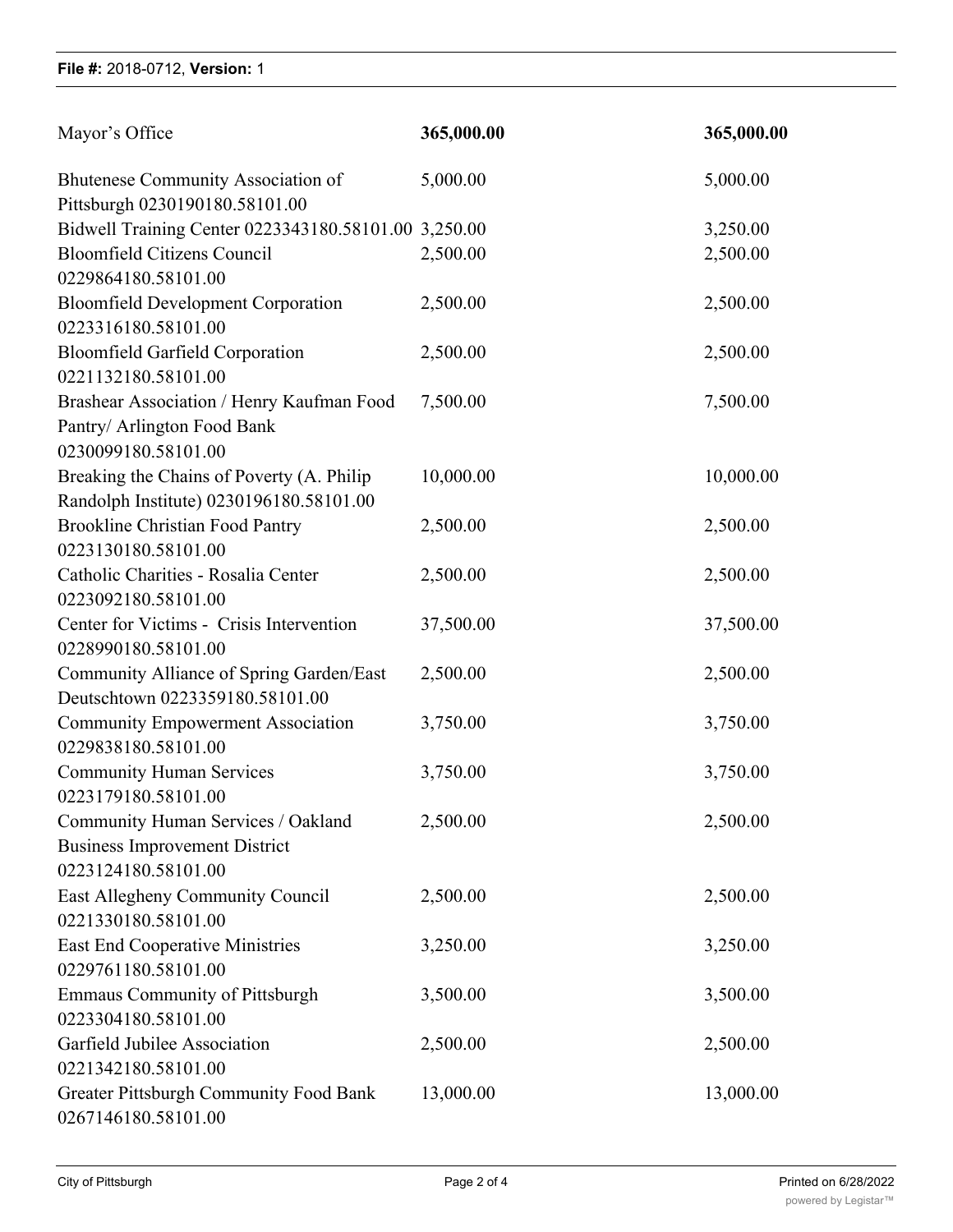| | | |
|---|---|---|
| Mayor's Office | **365,000.00** | **365,000.00** |
| Bhutenese Community Association of Pittsburgh 0230190180.58101.00 | 5,000.00 | 5,000.00 |
| Bidwell Training Center 0223343180.58101.00 | 3,250.00 | 3,250.00 |
| Bloomfield Citizens Council 0229864180.58101.00 | 2,500.00 | 2,500.00 |
| Bloomfield Development Corporation 0223316180.58101.00 | 2,500.00 | 2,500.00 |
| Bloomfield Garfield Corporation 0221132180.58101.00 | 2,500.00 | 2,500.00 |
| Brashear Association / Henry Kaufman Food Pantry/ Arlington Food Bank 0230099180.58101.00 | 7,500.00 | 7,500.00 |
| Breaking the Chains of Poverty (A. Philip Randolph Institute) 0230196180.58101.00 | 10,000.00 | 10,000.00 |
| Brookline Christian Food Pantry 0223130180.58101.00 | 2,500.00 | 2,500.00 |
| Catholic Charities - Rosalia Center 0223092180.58101.00 | 2,500.00 | 2,500.00 |
| Center for Victims - Crisis Intervention 0228990180.58101.00 | 37,500.00 | 37,500.00 |
| Community Alliance of Spring Garden/East Deutschtown 0223359180.58101.00 | 2,500.00 | 2,500.00 |
| Community Empowerment Association 0229838180.58101.00 | 3,750.00 | 3,750.00 |
| Community Human Services 0223179180.58101.00 | 3,750.00 | 3,750.00 |
| Community Human Services / Oakland Business Improvement District 0223124180.58101.00 | 2,500.00 | 2,500.00 |
| East Allegheny Community Council 0221330180.58101.00 | 2,500.00 | 2,500.00 |
| East End Cooperative Ministries 0229761180.58101.00 | 3,250.00 | 3,250.00 |
| Emmaus Community of Pittsburgh 0223304180.58101.00 | 3,500.00 | 3,500.00 |
| Garfield Jubilee Association 0221342180.58101.00 | 2,500.00 | 2,500.00 |
| Greater Pittsburgh Community Food Bank 0267146180.58101.00 | 13,000.00 | 13,000.00 |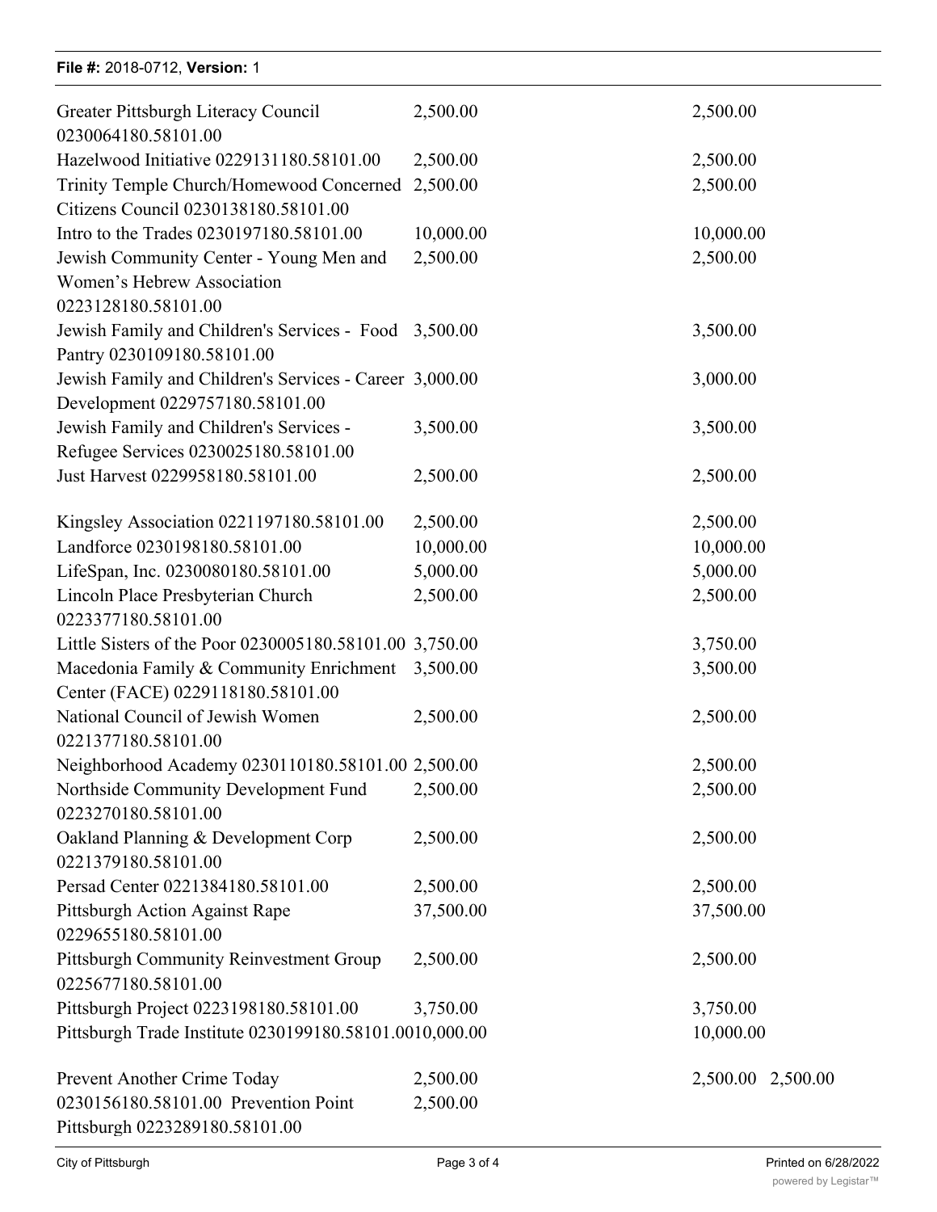File #: 2018-0712, Version: 1

| | | |
|---|---|---|
| Greater Pittsburgh Literacy Council 0230064180.58101.00 | 2,500.00 | 2,500.00 |
| Hazelwood Initiative 0229131180.58101.00 | 2,500.00 | 2,500.00 |
| Trinity Temple Church/Homewood Concerned Citizens Council 0230138180.58101.00 | 2,500.00 | 2,500.00 |
| Intro to the Trades 0230197180.58101.00 | 10,000.00 | 10,000.00 |
| Jewish Community Center - Young Men and Women's Hebrew Association 0223128180.58101.00 | 2,500.00 | 2,500.00 |
| Jewish Family and Children's Services - Food Pantry 0230109180.58101.00 | 3,500.00 | 3,500.00 |
| Jewish Family and Children's Services - Career Development 0229757180.58101.00 | 3,000.00 | 3,000.00 |
| Jewish Family and Children's Services - Refugee Services 0230025180.58101.00 | 3,500.00 | 3,500.00 |
| Just Harvest 0229958180.58101.00 | 2,500.00 | 2,500.00 |
| Kingsley Association 0221197180.58101.00 | 2,500.00 | 2,500.00 |
| Landforce 0230198180.58101.00 | 10,000.00 | 10,000.00 |
| LifeSpan, Inc. 0230080180.58101.00 | 5,000.00 | 5,000.00 |
| Lincoln Place Presbyterian Church 0223377180.58101.00 | 2,500.00 | 2,500.00 |
| Little Sisters of the Poor 0230005180.58101.00 | 3,750.00 | 3,750.00 |
| Macedonia Family & Community Enrichment Center (FACE) 0229118180.58101.00 | 3,500.00 | 3,500.00 |
| National Council of Jewish Women 0221377180.58101.00 | 2,500.00 | 2,500.00 |
| Neighborhood Academy 0230110180.58101.00 | 2,500.00 | 2,500.00 |
| Northside Community Development Fund 0223270180.58101.00 | 2,500.00 | 2,500.00 |
| Oakland Planning & Development Corp 0221379180.58101.00 | 2,500.00 | 2,500.00 |
| Persad Center 0221384180.58101.00 | 2,500.00 | 2,500.00 |
| Pittsburgh Action Against Rape 0229655180.58101.00 | 37,500.00 | 37,500.00 |
| Pittsburgh Community Reinvestment Group 0225677180.58101.00 | 2,500.00 | 2,500.00 |
| Pittsburgh Project 0223198180.58101.00 | 3,750.00 | 3,750.00 |
| Pittsburgh Trade Institute 0230199180.58101.00 | 10,000.00 | 10,000.00 |
| Prevent Another Crime Today 0230156180.58101.00 | 2,500.00 | 2,500.00 |
| Prevention Point Pittsburgh 0223289180.58101.00 | 2,500.00 | 2,500.00 |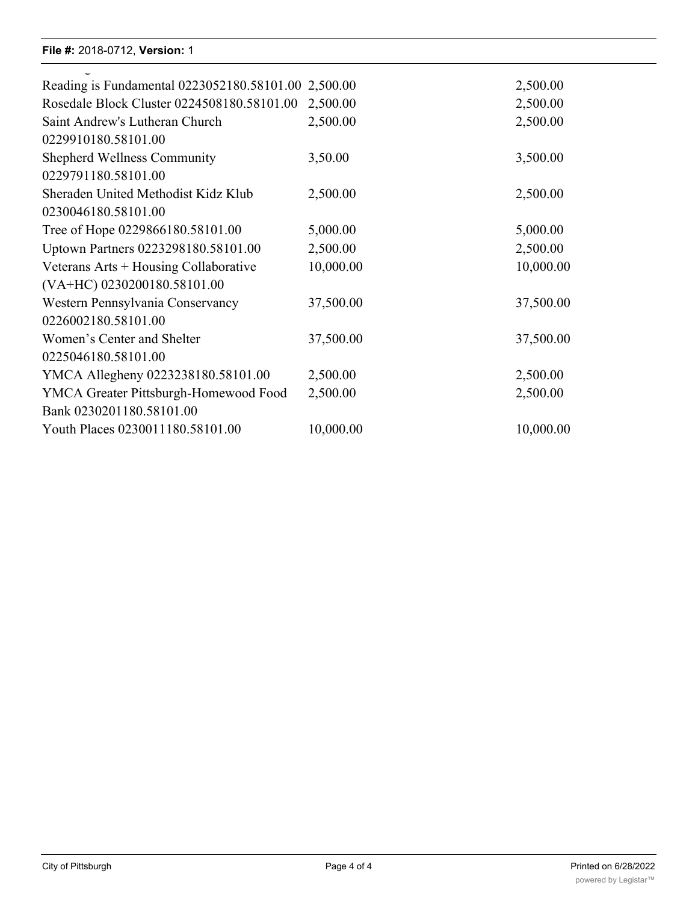| | | |
|---|---|---|
| Reading is Fundamental 0223052180.58101.00 | 2,500.00 | 2,500.00 |
| Rosedale Block Cluster 0224508180.58101.00 | 2,500.00 | 2,500.00 |
| Saint Andrew's Lutheran Church 0229910180.58101.00 | 2,500.00 | 2,500.00 |
| Shepherd Wellness Community 0229791180.58101.00 | 3,50.00 | 3,500.00 |
| Sheraden United Methodist Kidz Klub 0230046180.58101.00 | 2,500.00 | 2,500.00 |
| Tree of Hope 0229866180.58101.00 | 5,000.00 | 5,000.00 |
| Uptown Partners 0223298180.58101.00 | 2,500.00 | 2,500.00 |
| Veterans Arts + Housing Collaborative (VA+HC) 0230200180.58101.00 | 10,000.00 | 10,000.00 |
| Western Pennsylvania Conservancy 0226002180.58101.00 | 37,500.00 | 37,500.00 |
| Women's Center and Shelter 0225046180.58101.00 | 37,500.00 | 37,500.00 |
| YMCA Allegheny 0223238180.58101.00 | 2,500.00 | 2,500.00 |
| YMCA Greater Pittsburgh-Homewood Food Bank 0230201180.58101.00 | 2,500.00 | 2,500.00 |
| Youth Places 0230011180.58101.00 | 10,000.00 | 10,000.00 |